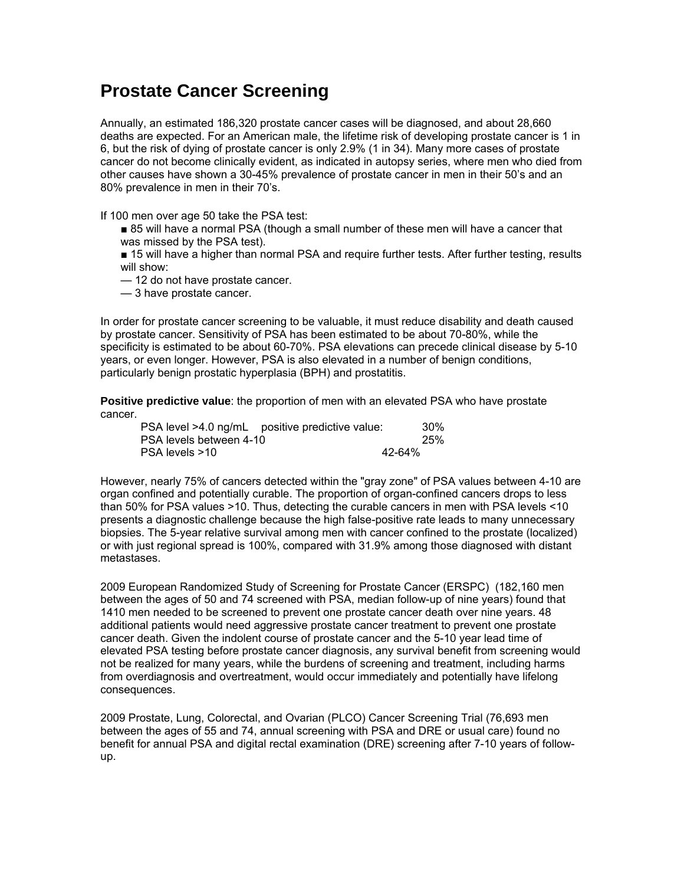# Prostate Cancer Screening

Annually, an estimated 186,320 prostate cancer cases will be diagnosed, and about 28,660 deaths are expected. For an American male, the lifetime risk of developing prostate cancer is 1 in 6, but the risk of dying of prostate cancer is only 2.9% (1 in 34). Many more cases of prostate cancer do not become clinically evident, as indicated in autopsy series, where men who died from other causes have shown a 30-45% prevalence of prostate cancer in men in their 50's and an 80% prevalence in men in their 70's.

If 100 men over age 50 take the PSA test:

- ■ 85 will have a normal PSA (though a small number of these men will have a cancer that was missed by the PSA test).
- ■ 15 will have a higher than normal PSA and require further tests. After further testing, results will show:
  - — 12 do not have prostate cancer.
  - — 3 have prostate cancer.

In order for prostate cancer screening to be valuable, it must reduce disability and death caused by prostate cancer. Sensitivity of PSA has been estimated to be about 70-80%, while the specificity is estimated to be about 60-70%. PSA elevations can precede clinical disease by 5-10 years, or even longer. However, PSA is also elevated in a number of benign conditions, particularly benign prostatic hyperplasia (BPH) and prostatitis.

**Positive predictive value**: the proportion of men with an elevated PSA who have prostate cancer.

| PSA level | positive predictive value |
|---|---|
| PSA level >4.0 ng/mL | 30% |
| PSA levels between 4-10 | 25% |
| PSA levels >10 | 42-64% |

However, nearly 75% of cancers detected within the "gray zone" of PSA values between 4-10 are organ confined and potentially curable. The proportion of organ-confined cancers drops to less than 50% for PSA values >10. Thus, detecting the curable cancers in men with PSA levels <10 presents a diagnostic challenge because the high false-positive rate leads to many unnecessary biopsies. The 5-year relative survival among men with cancer confined to the prostate (localized) or with just regional spread is 100%, compared with 31.9% among those diagnosed with distant metastases.

2009 European Randomized Study of Screening for Prostate Cancer (ERSPC) (182,160 men between the ages of 50 and 74 screened with PSA, median follow-up of nine years) found that 1410 men needed to be screened to prevent one prostate cancer death over nine years. 48 additional patients would need aggressive prostate cancer treatment to prevent one prostate cancer death. Given the indolent course of prostate cancer and the 5-10 year lead time of elevated PSA testing before prostate cancer diagnosis, any survival benefit from screening would not be realized for many years, while the burdens of screening and treatment, including harms from overdiagnosis and overtreatment, would occur immediately and potentially have lifelong consequences.

2009 Prostate, Lung, Colorectal, and Ovarian (PLCO) Cancer Screening Trial (76,693 men between the ages of 55 and 74, annual screening with PSA and DRE or usual care) found no benefit for annual PSA and digital rectal examination (DRE) screening after 7-10 years of follow-up.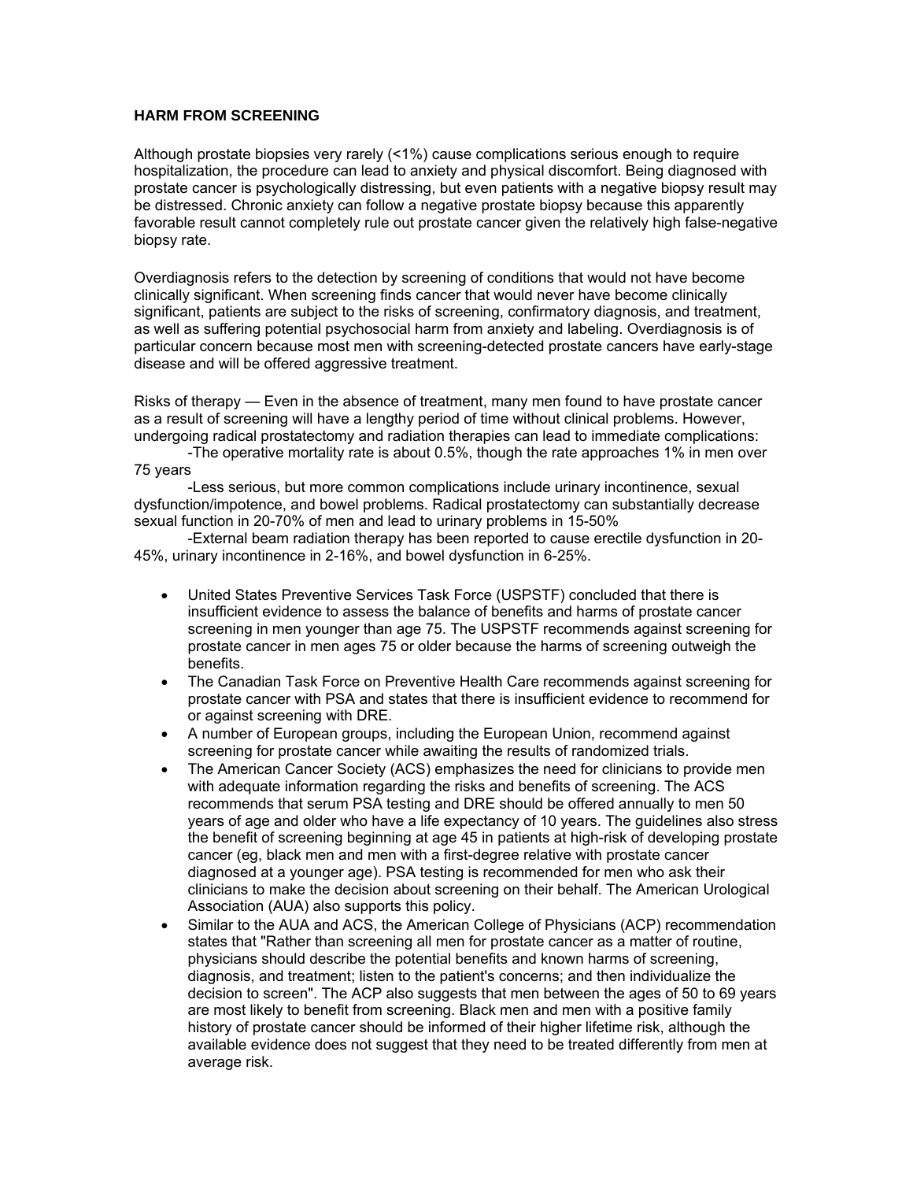**HARM FROM SCREENING**

Although prostate biopsies very rarely (<1%) cause complications serious enough to require hospitalization, the procedure can lead to anxiety and physical discomfort. Being diagnosed with prostate cancer is psychologically distressing, but even patients with a negative biopsy result may be distressed. Chronic anxiety can follow a negative prostate biopsy because this apparently favorable result cannot completely rule out prostate cancer given the relatively high false-negative biopsy rate.

Overdiagnosis refers to the detection by screening of conditions that would not have become clinically significant. When screening finds cancer that would never have become clinically significant, patients are subject to the risks of screening, confirmatory diagnosis, and treatment, as well as suffering potential psychosocial harm from anxiety and labeling. Overdiagnosis is of particular concern because most men with screening-detected prostate cancers have early-stage disease and will be offered aggressive treatment.

Risks of therapy — Even in the absence of treatment, many men found to have prostate cancer as a result of screening will have a lengthy period of time without clinical problems. However, undergoing radical prostatectomy and radiation therapies can lead to immediate complications:

-The operative mortality rate is about 0.5%, though the rate approaches 1% in men over 75 years

-Less serious, but more common complications include urinary incontinence, sexual dysfunction/impotence, and bowel problems. Radical prostatectomy can substantially decrease sexual function in 20-70% of men and lead to urinary problems in 15-50%

-External beam radiation therapy has been reported to cause erectile dysfunction in 20-45%, urinary incontinence in 2-16%, and bowel dysfunction in 6-25%.

- United States Preventive Services Task Force (USPSTF) concluded that there is insufficient evidence to assess the balance of benefits and harms of prostate cancer screening in men younger than age 75. The USPSTF recommends against screening for prostate cancer in men ages 75 or older because the harms of screening outweigh the benefits.
- The Canadian Task Force on Preventive Health Care recommends against screening for prostate cancer with PSA and states that there is insufficient evidence to recommend for or against screening with DRE.
- A number of European groups, including the European Union, recommend against screening for prostate cancer while awaiting the results of randomized trials.
- The American Cancer Society (ACS) emphasizes the need for clinicians to provide men with adequate information regarding the risks and benefits of screening. The ACS recommends that serum PSA testing and DRE should be offered annually to men 50 years of age and older who have a life expectancy of 10 years. The guidelines also stress the benefit of screening beginning at age 45 in patients at high-risk of developing prostate cancer (eg, black men and men with a first-degree relative with prostate cancer diagnosed at a younger age). PSA testing is recommended for men who ask their clinicians to make the decision about screening on their behalf. The American Urological Association (AUA) also supports this policy.
- Similar to the AUA and ACS, the American College of Physicians (ACP) recommendation states that "Rather than screening all men for prostate cancer as a matter of routine, physicians should describe the potential benefits and known harms of screening, diagnosis, and treatment; listen to the patient's concerns; and then individualize the decision to screen". The ACP also suggests that men between the ages of 50 to 69 years are most likely to benefit from screening. Black men and men with a positive family history of prostate cancer should be informed of their higher lifetime risk, although the available evidence does not suggest that they need to be treated differently from men at average risk.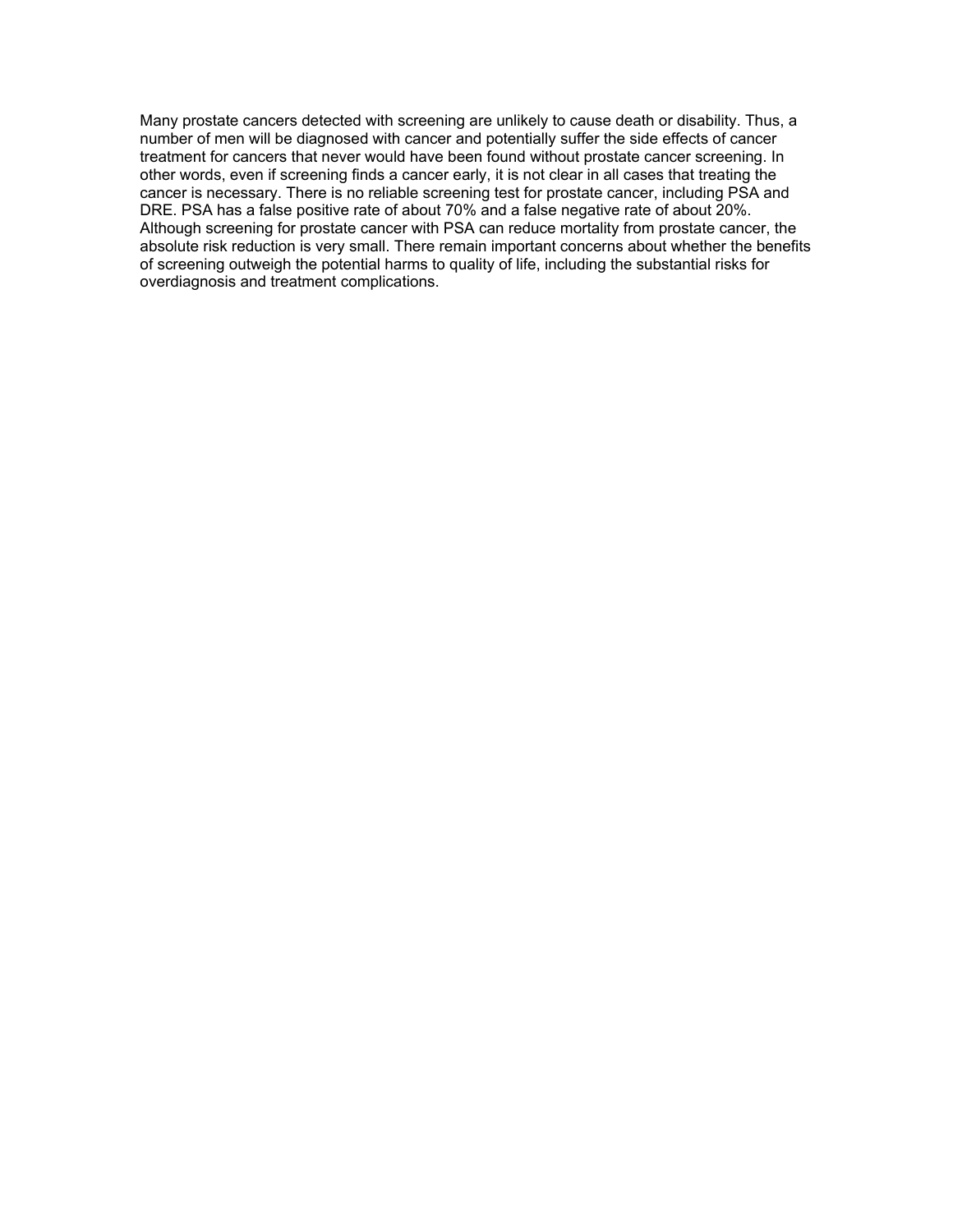Many prostate cancers detected with screening are unlikely to cause death or disability. Thus, a number of men will be diagnosed with cancer and potentially suffer the side effects of cancer treatment for cancers that never would have been found without prostate cancer screening. In other words, even if screening finds a cancer early, it is not clear in all cases that treating the cancer is necessary. There is no reliable screening test for prostate cancer, including PSA and DRE. PSA has a false positive rate of about 70% and a false negative rate of about 20%. Although screening for prostate cancer with PSA can reduce mortality from prostate cancer, the absolute risk reduction is very small. There remain important concerns about whether the benefits of screening outweigh the potential harms to quality of life, including the substantial risks for overdiagnosis and treatment complications.